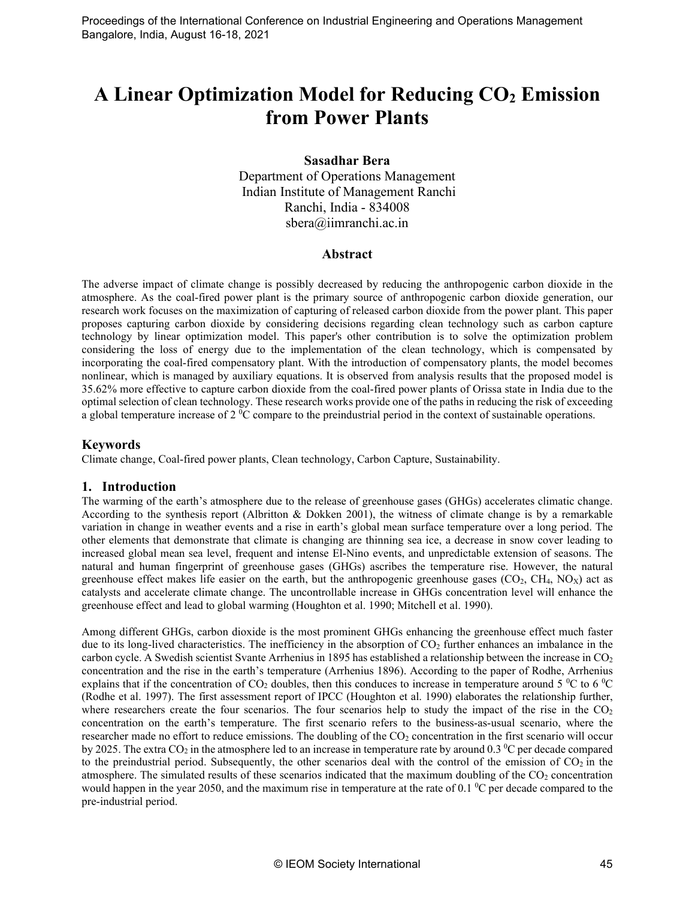# A Linear Optimization Model for Reducing $CO_2$ Emission from Power Plants

**Sasadhar Bera**
Department of Operations Management
Indian Institute of Management Ranchi
Ranchi, India - 834008
sbera@iimranchi.ac.in

## Abstract

The adverse impact of climate change is possibly decreased by reducing the anthropogenic carbon dioxide in the atmosphere. As the coal-fired power plant is the primary source of anthropogenic carbon dioxide generation, our research work focuses on the maximization of capturing of released carbon dioxide from the power plant. This paper proposes capturing carbon dioxide by considering decisions regarding clean technology such as carbon capture technology by linear optimization model. This paper's other contribution is to solve the optimization problem considering the loss of energy due to the implementation of the clean technology, which is compensated by incorporating the coal-fired compensatory plant. With the introduction of compensatory plants, the model becomes nonlinear, which is managed by auxiliary equations. It is observed from analysis results that the proposed model is 35.62% more effective to capture carbon dioxide from the coal-fired power plants of Orissa state in India due to the optimal selection of clean technology. These research works provide one of the paths in reducing the risk of exceeding a global temperature increase of 2 $^0$C compare to the preindustrial period in the context of sustainable operations.

## Keywords

Climate change, Coal-fired power plants, Clean technology, Carbon Capture, Sustainability.

## 1. Introduction

The warming of the earth's atmosphere due to the release of greenhouse gases (GHGs) accelerates climatic change. According to the synthesis report (Albritton & Dokken 2001), the witness of climate change is by a remarkable variation in change in weather events and a rise in earth's global mean surface temperature over a long period. The other elements that demonstrate that climate is changing are thinning sea ice, a decrease in snow cover leading to increased global mean sea level, frequent and intense El-Nino events, and unpredictable extension of seasons. The natural and human fingerprint of greenhouse gases (GHGs) ascribes the temperature rise. However, the natural greenhouse effect makes life easier on the earth, but the anthropogenic greenhouse gases ($CO_2$, $CH_4$, $NO_X$) act as catalysts and accelerate climate change. The uncontrollable increase in GHGs concentration level will enhance the greenhouse effect and lead to global warming (Houghton et al. 1990; Mitchell et al. 1990).

Among different GHGs, carbon dioxide is the most prominent GHGs enhancing the greenhouse effect much faster due to its long-lived characteristics. The inefficiency in the absorption of $CO_2$ further enhances an imbalance in the carbon cycle. A Swedish scientist Svante Arrhenius in 1895 has established a relationship between the increase in $CO_2$ concentration and the rise in the earth's temperature (Arrhenius 1896). According to the paper of Rodhe, Arrhenius explains that if the concentration of $CO_2$ doubles, then this conduces to increase in temperature around 5 $^0$C to 6 $^0$C (Rodhe et al. 1997). The first assessment report of IPCC (Houghton et al. 1990) elaborates the relationship further, where researchers create the four scenarios. The four scenarios help to study the impact of the rise in the $CO_2$ concentration on the earth's temperature. The first scenario refers to the business-as-usual scenario, where the researcher made no effort to reduce emissions. The doubling of the $CO_2$ concentration in the first scenario will occur by 2025. The extra $CO_2$ in the atmosphere led to an increase in temperature rate by around 0.3 $^0$C per decade compared to the preindustrial period. Subsequently, the other scenarios deal with the control of the emission of $CO_2$ in the atmosphere. The simulated results of these scenarios indicated that the maximum doubling of the $CO_2$ concentration would happen in the year 2050, and the maximum rise in temperature at the rate of 0.1 $^0$C per decade compared to the pre-industrial period.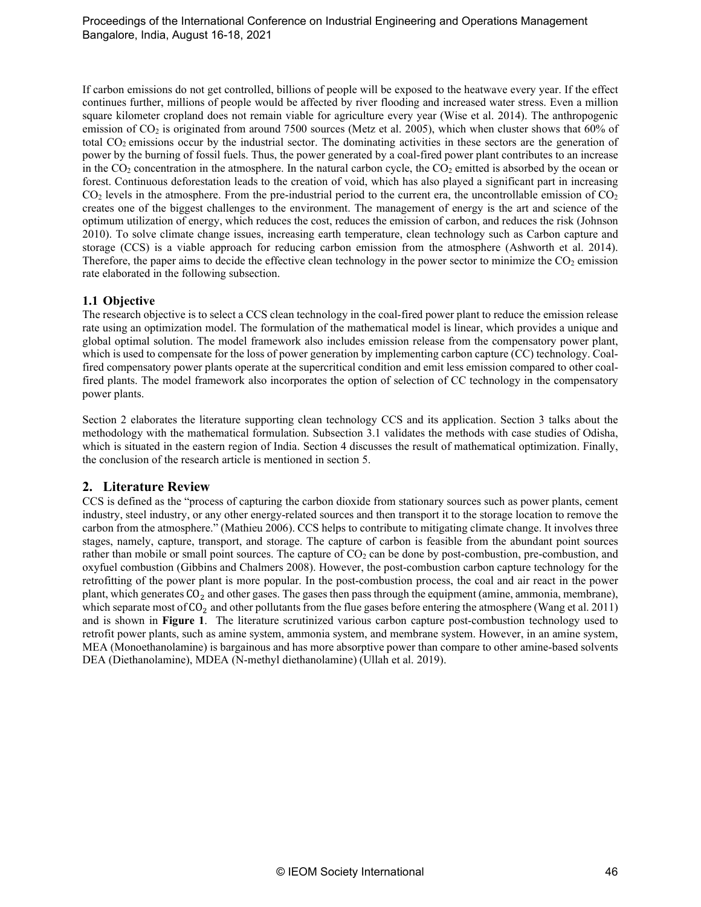If carbon emissions do not get controlled, billions of people will be exposed to the heatwave every year. If the effect continues further, millions of people would be affected by river flooding and increased water stress. Even a million square kilometer cropland does not remain viable for agriculture every year (Wise et al. 2014). The anthropogenic emission of $CO_2$ is originated from around 7500 sources (Metz et al. 2005), which when cluster shows that 60% of total $CO_2$ emissions occur by the industrial sector. The dominating activities in these sectors are the generation of power by the burning of fossil fuels. Thus, the power generated by a coal-fired power plant contributes to an increase in the $CO_2$ concentration in the atmosphere. In the natural carbon cycle, the $CO_2$ emitted is absorbed by the ocean or forest. Continuous deforestation leads to the creation of void, which has also played a significant part in increasing $CO_2$ levels in the atmosphere. From the pre-industrial period to the current era, the uncontrollable emission of $CO_2$ creates one of the biggest challenges to the environment. The management of energy is the art and science of the optimum utilization of energy, which reduces the cost, reduces the emission of carbon, and reduces the risk (Johnson 2010). To solve climate change issues, increasing earth temperature, clean technology such as Carbon capture and storage (CCS) is a viable approach for reducing carbon emission from the atmosphere (Ashworth et al. 2014). Therefore, the paper aims to decide the effective clean technology in the power sector to minimize the $CO_2$ emission rate elaborated in the following subsection.

### 1.1 Objective

The research objective is to select a CCS clean technology in the coal-fired power plant to reduce the emission release rate using an optimization model. The formulation of the mathematical model is linear, which provides a unique and global optimal solution. The model framework also includes emission release from the compensatory power plant, which is used to compensate for the loss of power generation by implementing carbon capture (CC) technology. Coal-fired compensatory power plants operate at the supercritical condition and emit less emission compared to other coal-fired plants. The model framework also incorporates the option of selection of CC technology in the compensatory power plants.

Section 2 elaborates the literature supporting clean technology CCS and its application. Section 3 talks about the methodology with the mathematical formulation. Subsection 3.1 validates the methods with case studies of Odisha, which is situated in the eastern region of India. Section 4 discusses the result of mathematical optimization. Finally, the conclusion of the research article is mentioned in section 5.

## 2. Literature Review

CCS is defined as the "process of capturing the carbon dioxide from stationary sources such as power plants, cement industry, steel industry, or any other energy-related sources and then transport it to the storage location to remove the carbon from the atmosphere." (Mathieu 2006). CCS helps to contribute to mitigating climate change. It involves three stages, namely, capture, transport, and storage. The capture of carbon is feasible from the abundant point sources rather than mobile or small point sources. The capture of $CO_2$ can be done by post-combustion, pre-combustion, and oxyfuel combustion (Gibbins and Chalmers 2008). However, the post-combustion carbon capture technology for the retrofitting of the power plant is more popular. In the post-combustion process, the coal and air react in the power plant, which generates $CO_2$ and other gases. The gases then pass through the equipment (amine, ammonia, membrane), which separate most of $CO_2$ and other pollutants from the flue gases before entering the atmosphere (Wang et al. 2011) and is shown in **Figure 1**. The literature scrutinized various carbon capture post-combustion technology used to retrofit power plants, such as amine system, ammonia system, and membrane system. However, in an amine system, MEA (Monoethanolamine) is bargainous and has more absorptive power than compare to other amine-based solvents DEA (Diethanolamine), MDEA (N-methyl diethanolamine) (Ullah et al. 2019).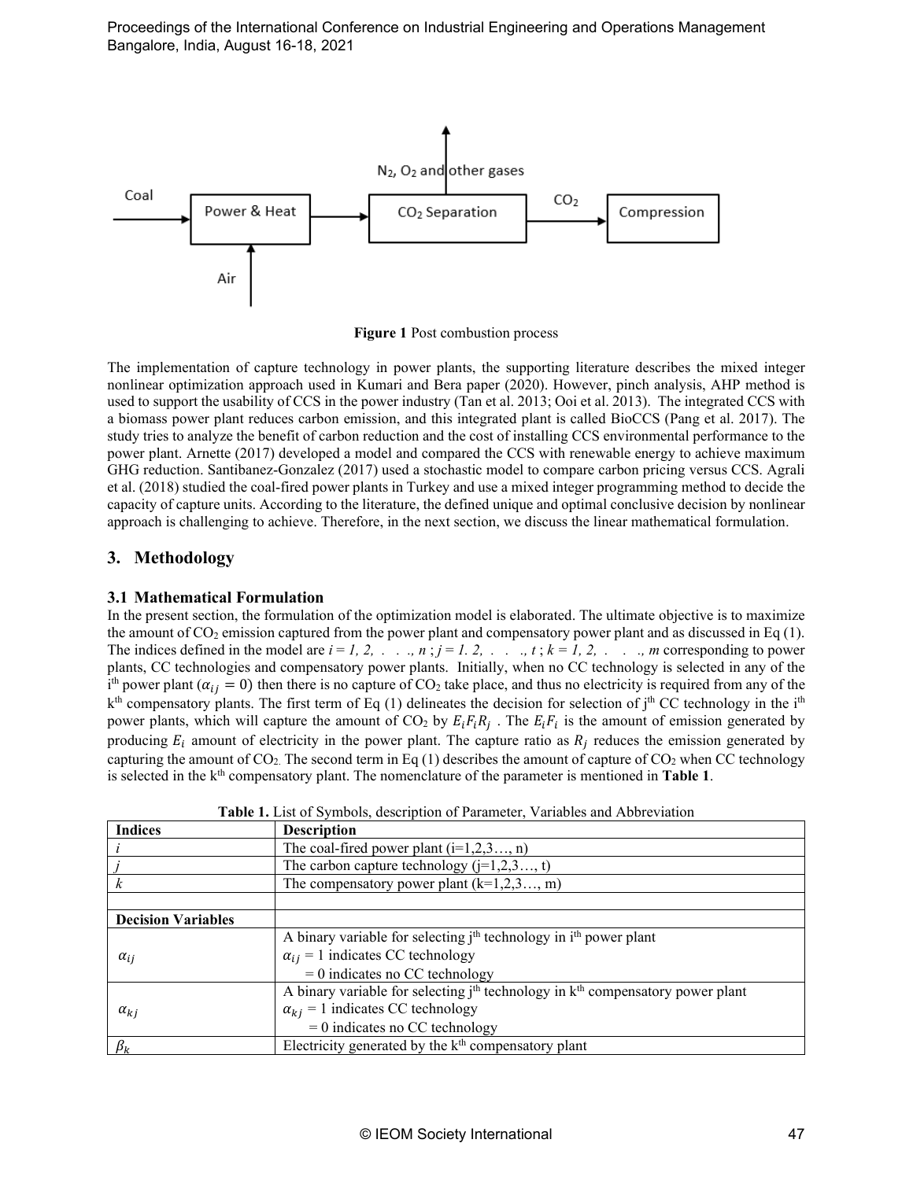Figure 1 Post combustion process

The implementation of capture technology in power plants, the supporting literature describes the mixed integer nonlinear optimization approach used in Kumari and Bera paper (2020). However, pinch analysis, AHP method is used to support the usability of CCS in the power industry (Tan et al. 2013; Ooi et al. 2013). The integrated CCS with a biomass power plant reduces carbon emission, and this integrated plant is called BioCCS (Pang et al. 2017). The study tries to analyze the benefit of carbon reduction and the cost of installing CCS environmental performance to the power plant. Arnette (2017) developed a model and compared the CCS with renewable energy to achieve maximum GHG reduction. Santibanez-Gonzalez (2017) used a stochastic model to compare carbon pricing versus CCS. Agrali et al. (2018) studied the coal-fired power plants in Turkey and use a mixed integer programming method to decide the capacity of capture units. According to the literature, the defined unique and optimal conclusive decision by nonlinear approach is challenging to achieve. Therefore, in the next section, we discuss the linear mathematical formulation.

## 3. Methodology

### 3.1 Mathematical Formulation

In the present section, the formulation of the optimization model is elaborated. The ultimate objective is to maximize the amount of $CO_2$ emission captured from the power plant and compensatory power plant and as discussed in Eq (1). The indices defined in the model are $i = 1, 2, \ldots, n$ ; $j = 1. 2, \ldots, t$ ; $k = 1, 2, \ldots, m$ corresponding to power plants, CC technologies and compensatory power plants. Initially, when no CC technology is selected in any of the i[th] power plant ($\alpha_{ij} = 0$) then there is no capture of $CO_2$ take place, and thus no electricity is required from any of the k[th] compensatory plants. The first term of Eq (1) delineates the decision for selection of j[th] CC technology in the i[th] power plants, which will capture the amount of $CO_2$ by $E_i F_i R_j$ . The $E_i F_i$ is the amount of emission generated by producing $E_i$ amount of electricity in the power plant. The capture ratio as $R_j$ reduces the emission generated by capturing the amount of $CO_2$. The second term in Eq (1) describes the amount of capture of $CO_2$ when CC technology is selected in the k[th] compensatory plant. The nomenclature of the parameter is mentioned in **Table 1**.

**Table 1.** List of Symbols, description of Parameter, Variables and Abbreviation

| Indices | Description |
|---|---|
| $i$ | The coal-fired power plant (i=1,2,3…, n) |
| $j$ | The carbon capture technology (j=1,2,3…, t) |
| $k$ | The compensatory power plant (k=1,2,3…, m) |
| | |
| **Decision Variables** | |
| $\alpha_{ij}$ | A binary variable for selecting j[th] technology in i[th] power plant<br>$\alpha_{ij}$ = 1 indicates CC technology<br>= 0 indicates no CC technology |
| $\alpha_{kj}$ | A binary variable for selecting j[th] technology in k[th] compensatory power plant<br>$\alpha_{kj}$ = 1 indicates CC technology<br>= 0 indicates no CC technology |
| $\beta_k$ | Electricity generated by the k[th] compensatory plant |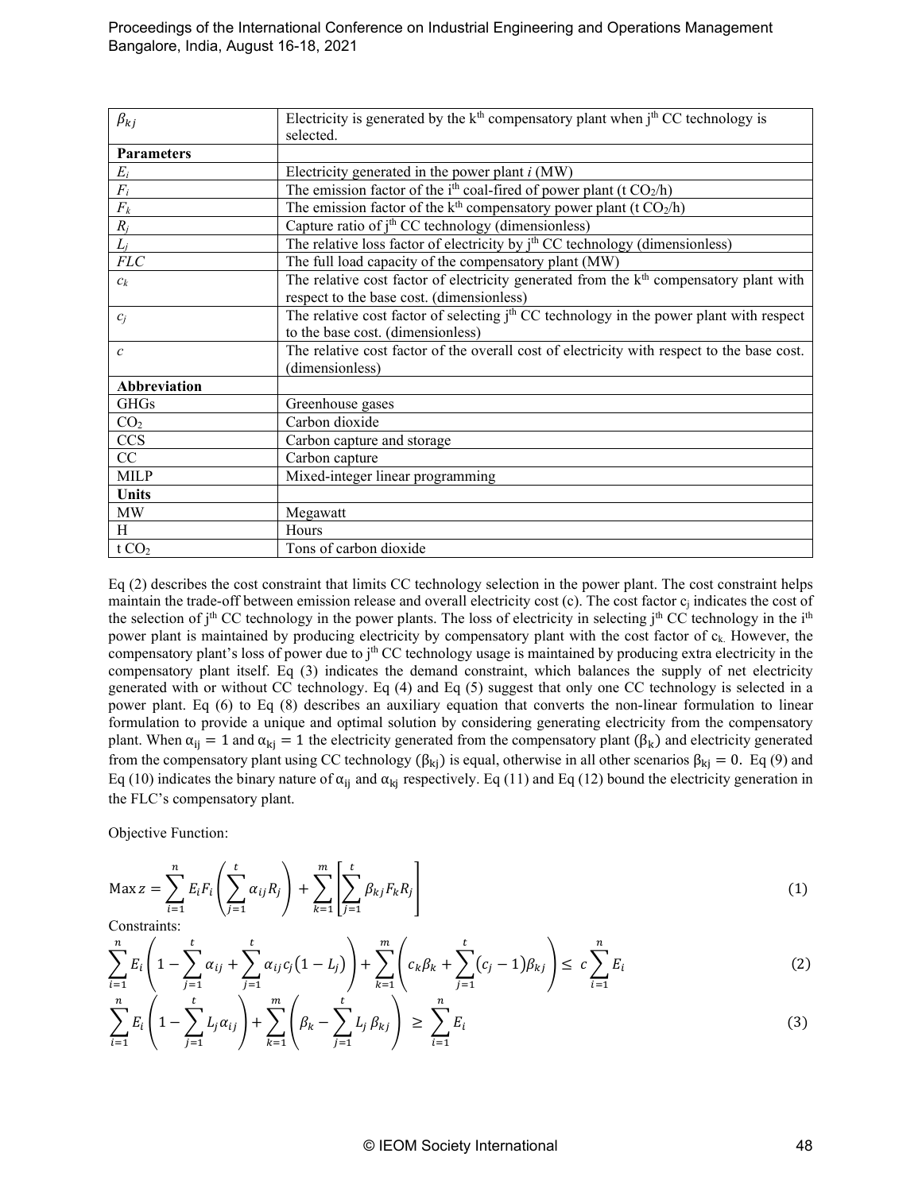| | |
|---|---|
| $\beta_{kj}$ | Electricity is generated by the k[th] compensatory plant when j[th] CC technology is selected. |
| **Parameters** | |
| $E_i$ | Electricity generated in the power plant *i* (MW) |
| $F_i$ | The emission factor of the i[th] coal-fired of power plant (t $CO_2$/h) |
| $F_k$ | The emission factor of the k[th] compensatory power plant (t $CO_2$/h) |
| $R_j$ | Capture ratio of j[th] CC technology (dimensionless) |
| $L_j$ | The relative loss factor of electricity by j[th] CC technology (dimensionless) |
| *FLC* | The full load capacity of the compensatory plant (MW) |
| $c_k$ | The relative cost factor of electricity generated from the k[th] compensatory plant with respect to the base cost. (dimensionless) |
| $c_j$ | The relative cost factor of selecting j[th] CC technology in the power plant with respect to the base cost. (dimensionless) |
| $c$ | The relative cost factor of the overall cost of electricity with respect to the base cost. (dimensionless) |
| **Abbreviation** | |
| GHGs | Greenhouse gases |
| $CO_2$ | Carbon dioxide |
| CCS | Carbon capture and storage |
| CC | Carbon capture |
| MILP | Mixed-integer linear programming |
| **Units** | |
| MW | Megawatt |
| H | Hours |
| t $CO_2$ | Tons of carbon dioxide |

Eq (2) describes the cost constraint that limits CC technology selection in the power plant. The cost constraint helps maintain the trade-off between emission release and overall electricity cost (c). The cost factor $c_j$ indicates the cost of the selection of j[th] CC technology in the power plants. The loss of electricity in selecting j[th] CC technology in the i[th] power plant is maintained by producing electricity by compensatory plant with the cost factor of $c_k$. However, the compensatory plant's loss of power due to j[th] CC technology usage is maintained by producing extra electricity in the compensatory plant itself. Eq (3) indicates the demand constraint, which balances the supply of net electricity generated with or without CC technology. Eq (4) and Eq (5) suggest that only one CC technology is selected in a power plant. Eq (6) to Eq (8) describes an auxiliary equation that converts the non-linear formulation to linear formulation to provide a unique and optimal solution by considering generating electricity from the compensatory plant. When $\alpha_{ij} = 1$ and $\alpha_{kj} = 1$ the electricity generated from the compensatory plant ($\beta_k$) and electricity generated from the compensatory plant using CC technology ($\beta_{kj}$) is equal, otherwise in all other scenarios $\beta_{kj} = 0$. Eq (9) and Eq (10) indicates the binary nature of $\alpha_{ij}$ and $\alpha_{kj}$ respectively. Eq (11) and Eq (12) bound the electricity generation in the FLC's compensatory plant.

Objective Function:

$$\text{Max}\, z = \sum_{i=1}^{n} E_i F_i \left( \sum_{j=1}^{t} \alpha_{ij} R_j \right) + \sum_{k=1}^{m} \left[ \sum_{j=1}^{t} \beta_{kj} F_k R_j \right] \tag{1}$$

Constraints:

$$\sum_{i=1}^{n} E_i \left( 1 - \sum_{j=1}^{t} \alpha_{ij} + \sum_{j=1}^{t} \alpha_{ij} c_j (1 - L_j) \right) + \sum_{k=1}^{m} \left( c_k \beta_k + \sum_{j=1}^{t} (c_j - 1) \beta_{kj} \right) \leq c \sum_{i=1}^{n} E_i \tag{2}$$

$$\sum_{i=1}^{n} E_i \left( 1 - \sum_{j=1}^{t} L_j \alpha_{ij} \right) + \sum_{k=1}^{m} \left( \beta_k - \sum_{j=1}^{t} L_j \beta_{kj} \right) \geq \sum_{i=1}^{n} E_i \tag{3}$$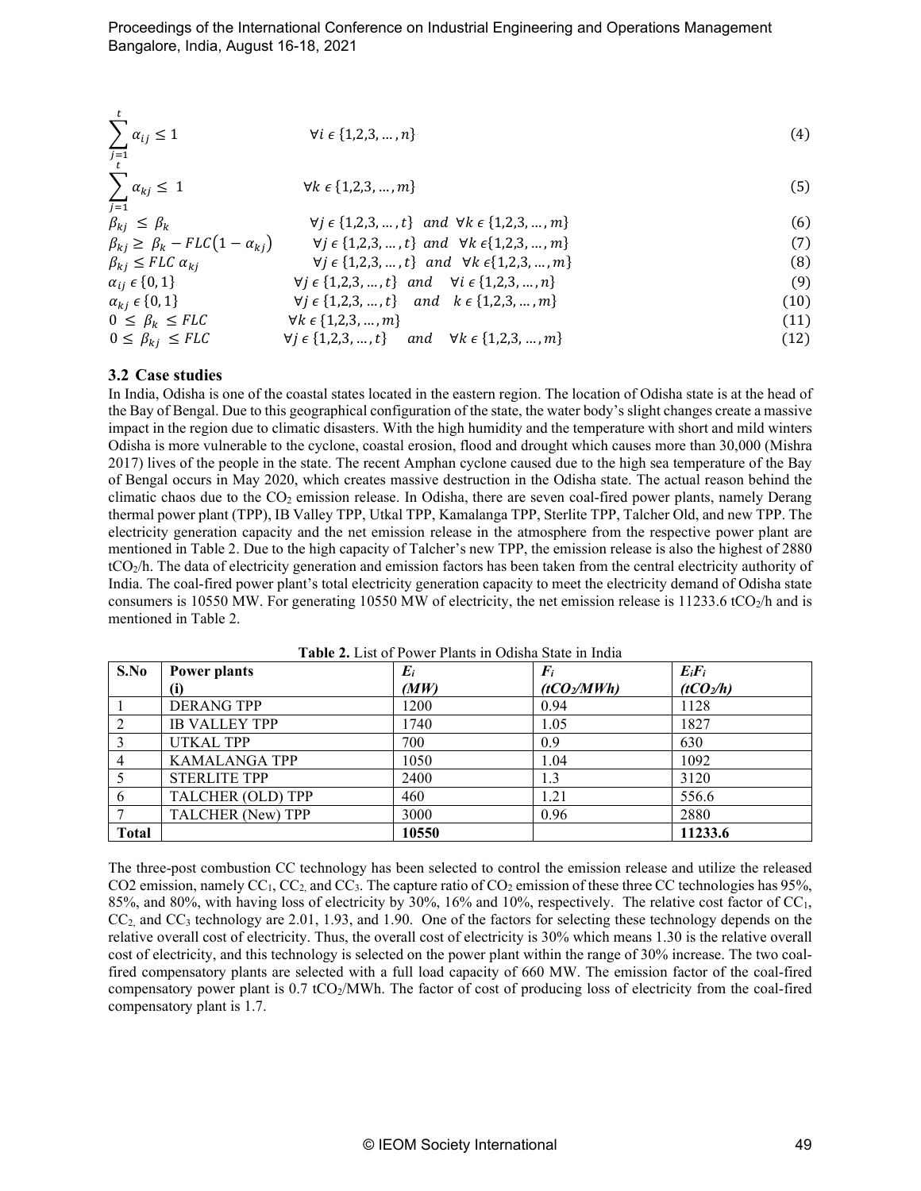$$\sum_{j=1}^{t} \alpha_{ij} \leq 1 \qquad \forall i \in \{1,2,3,\dots,n\} \tag{4}$$

$$\sum_{j=1}^{t} \alpha_{kj} \leq 1 \qquad \forall k \in \{1,2,3,\dots,m\} \tag{5}$$

$$\beta_{kj} \leq \beta_k \qquad \forall j \in \{1,2,3,\dots,t\} \ \ and \ \ \forall k \in \{1,2,3,\dots,m\} \tag{6}$$

$$\beta_{kj} \geq \beta_k - FLC(1-\alpha_{kj}) \qquad \forall j \in \{1,2,3,\dots,t\} \ and \ \forall k \in \{1,2,3,\dots,m\} \tag{7}$$

$$\beta_{kj} \leq FLC \ \alpha_{kj} \qquad \forall j \in \{1,2,3,\dots,t\} \ \ and \ \ \forall k \in \{1,2,3,\dots,m\} \tag{8}$$

$$\alpha_{ij} \in \{0,1\} \qquad \forall j \in \{1,2,3,\dots,t\} \quad and \quad \forall i \in \{1,2,3,\dots,n\} \tag{9}$$

$$\alpha_{kj} \in \{0,1\} \qquad \forall j \in \{1,2,3,\dots,t\} \quad and \quad k \in \{1,2,3,\dots,m\} \tag{10}$$

$$0 \leq \beta_k \leq FLC \qquad \forall k \in \{1,2,3,\dots,m\} \tag{11}$$

$$0 \leq \beta_{kj} \leq FLC \qquad \forall j \in \{1,2,3,\dots,t\} \quad and \quad \forall k \in \{1,2,3,\dots,m\} \tag{12}$$

### 3.2 Case studies

In India, Odisha is one of the coastal states located in the eastern region. The location of Odisha state is at the head of the Bay of Bengal. Due to this geographical configuration of the state, the water body's slight changes create a massive impact in the region due to climatic disasters. With the high humidity and the temperature with short and mild winters Odisha is more vulnerable to the cyclone, coastal erosion, flood and drought which causes more than 30,000 (Mishra 2017) lives of the people in the state. The recent Amphan cyclone caused due to the high sea temperature of the Bay of Bengal occurs in May 2020, which creates massive destruction in the Odisha state. The actual reason behind the climatic chaos due to the $CO_2$ emission release. In Odisha, there are seven coal-fired power plants, namely Derang thermal power plant (TPP), IB Valley TPP, Utkal TPP, Kamalanga TPP, Sterlite TPP, Talcher Old, and new TPP. The electricity generation capacity and the net emission release in the atmosphere from the respective power plant are mentioned in Table 2. Due to the high capacity of Talcher's new TPP, the emission release is also the highest of 2880 $tCO_2$/h. The data of electricity generation and emission factors has been taken from the central electricity authority of India. The coal-fired power plant's total electricity generation capacity to meet the electricity demand of Odisha state consumers is 10550 MW. For generating 10550 MW of electricity, the net emission release is 11233.6 $tCO_2$/h and is mentioned in Table 2.

**Table 2.** List of Power Plants in Odisha State in India

| S.No | Power plants (i) | $E_i$ (MW) | $F_i$ ($tCO_2$/MWh) | $E_iF_i$ ($tCO_2$/h) |
|---|---|---|---|---|
| 1 | DERANG TPP | 1200 | 0.94 | 1128 |
| 2 | IB VALLEY TPP | 1740 | 1.05 | 1827 |
| 3 | UTKAL TPP | 700 | 0.9 | 630 |
| 4 | KAMALANGA TPP | 1050 | 1.04 | 1092 |
| 5 | STERLITE TPP | 2400 | 1.3 | 3120 |
| 6 | TALCHER (OLD) TPP | 460 | 1.21 | 556.6 |
| 7 | TALCHER (New) TPP | 3000 | 0.96 | 2880 |
| **Total** | | **10550** | | **11233.6** |

The three-post combustion CC technology has been selected to control the emission release and utilize the released CO2 emission, namely $CC_1$, $CC_2$, and $CC_3$. The capture ratio of $CO_2$ emission of these three CC technologies has 95%, 85%, and 80%, with having loss of electricity by 30%, 16% and 10%, respectively. The relative cost factor of $CC_1$, $CC_2$, and $CC_3$ technology are 2.01, 1.93, and 1.90. One of the factors for selecting these technology depends on the relative overall cost of electricity. Thus, the overall cost of electricity is 30% which means 1.30 is the relative overall cost of electricity, and this technology is selected on the power plant within the range of 30% increase. The two coal-fired compensatory plants are selected with a full load capacity of 660 MW. The emission factor of the coal-fired compensatory power plant is 0.7 $tCO_2$/MWh. The factor of cost of producing loss of electricity from the coal-fired compensatory plant is 1.7.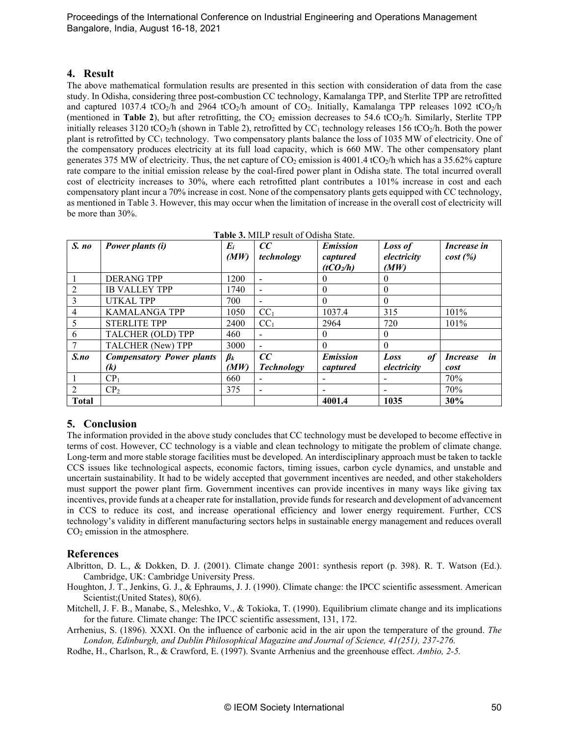## 4. Result

The above mathematical formulation results are presented in this section with consideration of data from the case study. In Odisha, considering three post-combustion CC technology, Kamalanga TPP, and Sterlite TPP are retrofitted and captured 1037.4 $tCO_2$/h and 2964 $tCO_2$/h amount of $CO_2$. Initially, Kamalanga TPP releases 1092 $tCO_2$/h (mentioned in **Table 2**), but after retrofitting, the $CO_2$ emission decreases to 54.6 $tCO_2$/h. Similarly, Sterlite TPP initially releases 3120 $tCO_2$/h (shown in Table 2), retrofitted by $CC_1$ technology releases 156 $tCO_2$/h. Both the power plant is retrofitted by $CC_1$ technology. Two compensatory plants balance the loss of 1035 MW of electricity. One of the compensatory produces electricity at its full load capacity, which is 660 MW. The other compensatory plant generates 375 MW of electricity. Thus, the net capture of $CO_2$ emission is 4001.4 $tCO_2$/h which has a 35.62% capture rate compare to the initial emission release by the coal-fired power plant in Odisha state. The total incurred overall cost of electricity increases to 30%, where each retrofitted plant contributes a 101% increase in cost and each compensatory plant incur a 70% increase in cost. None of the compensatory plants gets equipped with CC technology, as mentioned in Table 3. However, this may occur when the limitation of increase in the overall cost of electricity will be more than 30%.

**Table 3.** MILP result of Odisha State.

| ***S. no*** | ***Power plants (i)*** | ***$E_i$ (MW)*** | ***CC technology*** | ***Emission captured ($tCO_2$/h)*** | ***Loss of electricity (MW)*** | ***Increase in cost (%)*** |
|---|---|---|---|---|---|---|
| 1 | DERANG TPP | 1200 | - | 0 | 0 | |
| 2 | IB VALLEY TPP | 1740 | - | 0 | 0 | |
| 3 | UTKAL TPP | 700 | - | 0 | 0 | |
| 4 | KAMALANGA TPP | 1050 | $CC_1$ | 1037.4 | 315 | 101% |
| 5 | STERLITE TPP | 2400 | $CC_1$ | 2964 | 720 | 101% |
| 6 | TALCHER (OLD) TPP | 460 | - | 0 | 0 | |
| 7 | TALCHER (New) TPP | 3000 | - | 0 | 0 | |
| ***S.no*** | ***Compensatory Power plants (k)*** | ***$\beta_k$ (MW)*** | ***CC Technology*** | ***Emission captured*** | ***Loss of electricity*** | ***Increase in cost*** |
| 1 | $CP_1$ | 660 | - | - | - | 70% |
| 2 | $CP_2$ | 375 | - | - | - | 70% |
| **Total** | | | | **4001.4** | **1035** | **30%** |

## 5. Conclusion

The information provided in the above study concludes that CC technology must be developed to become effective in terms of cost. However, CC technology is a viable and clean technology to mitigate the problem of climate change. Long-term and more stable storage facilities must be developed. An interdisciplinary approach must be taken to tackle CCS issues like technological aspects, economic factors, timing issues, carbon cycle dynamics, and unstable and uncertain sustainability. It had to be widely accepted that government incentives are needed, and other stakeholders must support the power plant firm. Government incentives can provide incentives in many ways like giving tax incentives, provide funds at a cheaper rate for installation, provide funds for research and development of advancement in CCS to reduce its cost, and increase operational efficiency and lower energy requirement. Further, CCS technology's validity in different manufacturing sectors helps in sustainable energy management and reduces overall $CO_2$ emission in the atmosphere.

## References

Albritton, D. L., & Dokken, D. J. (2001). Climate change 2001: synthesis report (p. 398). R. T. Watson (Ed.). Cambridge, UK: Cambridge University Press.

Houghton, J. T., Jenkins, G. J., & Ephraums, J. J. (1990). Climate change: the IPCC scientific assessment. American Scientist;(United States), 80(6).

Mitchell, J. F. B., Manabe, S., Meleshko, V., & Tokioka, T. (1990). Equilibrium climate change and its implications for the future. Climate change: The IPCC scientific assessment, 131, 172.

Arrhenius, S. (1896). XXXI. On the influence of carbonic acid in the air upon the temperature of the ground. *The London, Edinburgh, and Dublin Philosophical Magazine and Journal of Science, 41(251), 237-276.*

Rodhe, H., Charlson, R., & Crawford, E. (1997). Svante Arrhenius and the greenhouse effect. *Ambio, 2-5.*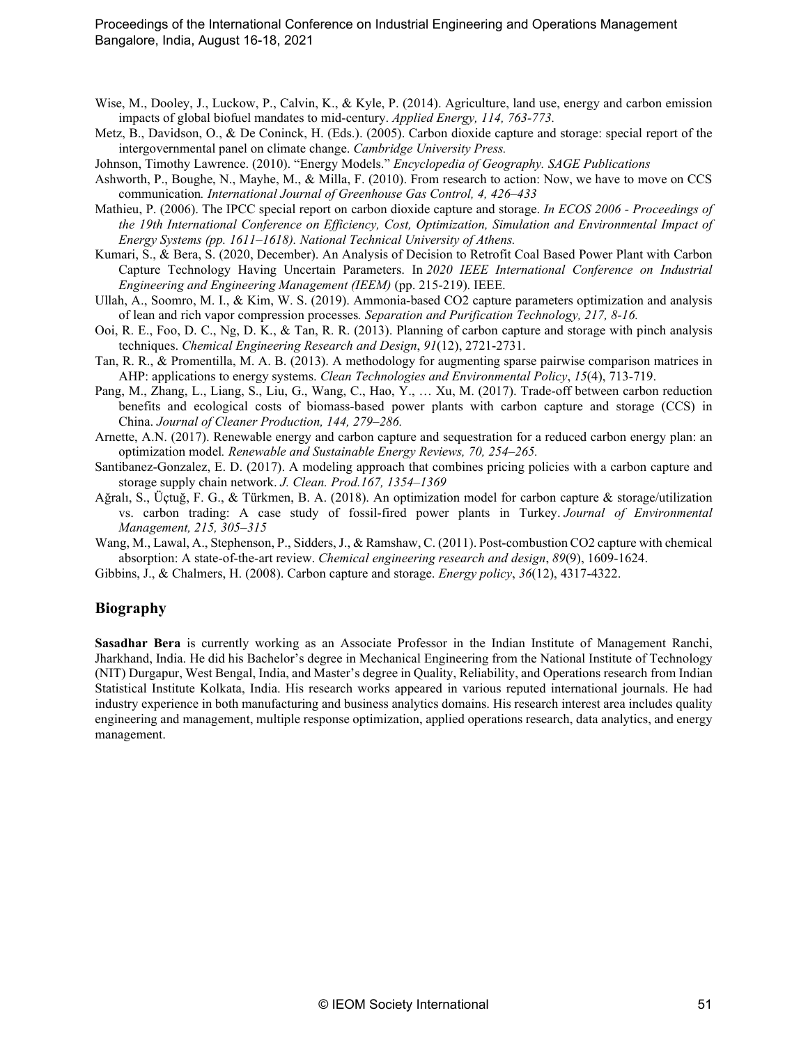Wise, M., Dooley, J., Luckow, P., Calvin, K., & Kyle, P. (2014). Agriculture, land use, energy and carbon emission impacts of global biofuel mandates to mid-century. *Applied Energy, 114, 763-773.*

Metz, B., Davidson, O., & De Coninck, H. (Eds.). (2005). Carbon dioxide capture and storage: special report of the intergovernmental panel on climate change. *Cambridge University Press.*

Johnson, Timothy Lawrence. (2010). "Energy Models." *Encyclopedia of Geography. SAGE Publications*

Ashworth, P., Boughe, N., Mayhe, M., & Milla, F. (2010). From research to action: Now, we have to move on CCS communication*. International Journal of Greenhouse Gas Control, 4, 426–433*

Mathieu, P. (2006). The IPCC special report on carbon dioxide capture and storage. *In ECOS 2006 - Proceedings of the 19th International Conference on Efficiency, Cost, Optimization, Simulation and Environmental Impact of Energy Systems (pp. 1611–1618). National Technical University of Athens.*

Kumari, S., & Bera, S. (2020, December). An Analysis of Decision to Retrofit Coal Based Power Plant with Carbon Capture Technology Having Uncertain Parameters. In *2020 IEEE International Conference on Industrial Engineering and Engineering Management (IEEM)* (pp. 215-219). IEEE.

Ullah, A., Soomro, M. I., & Kim, W. S. (2019). Ammonia-based CO2 capture parameters optimization and analysis of lean and rich vapor compression processes*. Separation and Purification Technology, 217, 8-16.*

Ooi, R. E., Foo, D. C., Ng, D. K., & Tan, R. R. (2013). Planning of carbon capture and storage with pinch analysis techniques. *Chemical Engineering Research and Design*, *91*(12), 2721-2731.

Tan, R. R., & Promentilla, M. A. B. (2013). A methodology for augmenting sparse pairwise comparison matrices in AHP: applications to energy systems. *Clean Technologies and Environmental Policy*, *15*(4), 713-719.

Pang, M., Zhang, L., Liang, S., Liu, G., Wang, C., Hao, Y., … Xu, M. (2017). Trade-off between carbon reduction benefits and ecological costs of biomass-based power plants with carbon capture and storage (CCS) in China. *Journal of Cleaner Production, 144, 279–286.*

Arnette, A.N. (2017). Renewable energy and carbon capture and sequestration for a reduced carbon energy plan: an optimization model*. Renewable and Sustainable Energy Reviews, 70, 254–265.*

Santibanez-Gonzalez, E. D. (2017). A modeling approach that combines pricing policies with a carbon capture and storage supply chain network. *J. Clean. Prod.167, 1354–1369*

Ağralı, S., Üçtuğ, F. G., & Türkmen, B. A. (2018). An optimization model for carbon capture & storage/utilization vs. carbon trading: A case study of fossil-fired power plants in Turkey. *Journal of Environmental Management, 215, 305–315*

Wang, M., Lawal, A., Stephenson, P., Sidders, J., & Ramshaw, C. (2011). Post-combustion CO2 capture with chemical absorption: A state-of-the-art review. *Chemical engineering research and design*, *89*(9), 1609-1624.

Gibbins, J., & Chalmers, H. (2008). Carbon capture and storage. *Energy policy*, *36*(12), 4317-4322.

## Biography

**Sasadhar Bera** is currently working as an Associate Professor in the Indian Institute of Management Ranchi, Jharkhand, India. He did his Bachelor's degree in Mechanical Engineering from the National Institute of Technology (NIT) Durgapur, West Bengal, India, and Master's degree in Quality, Reliability, and Operations research from Indian Statistical Institute Kolkata, India. His research works appeared in various reputed international journals. He had industry experience in both manufacturing and business analytics domains. His research interest area includes quality engineering and management, multiple response optimization, applied operations research, data analytics, and energy management.